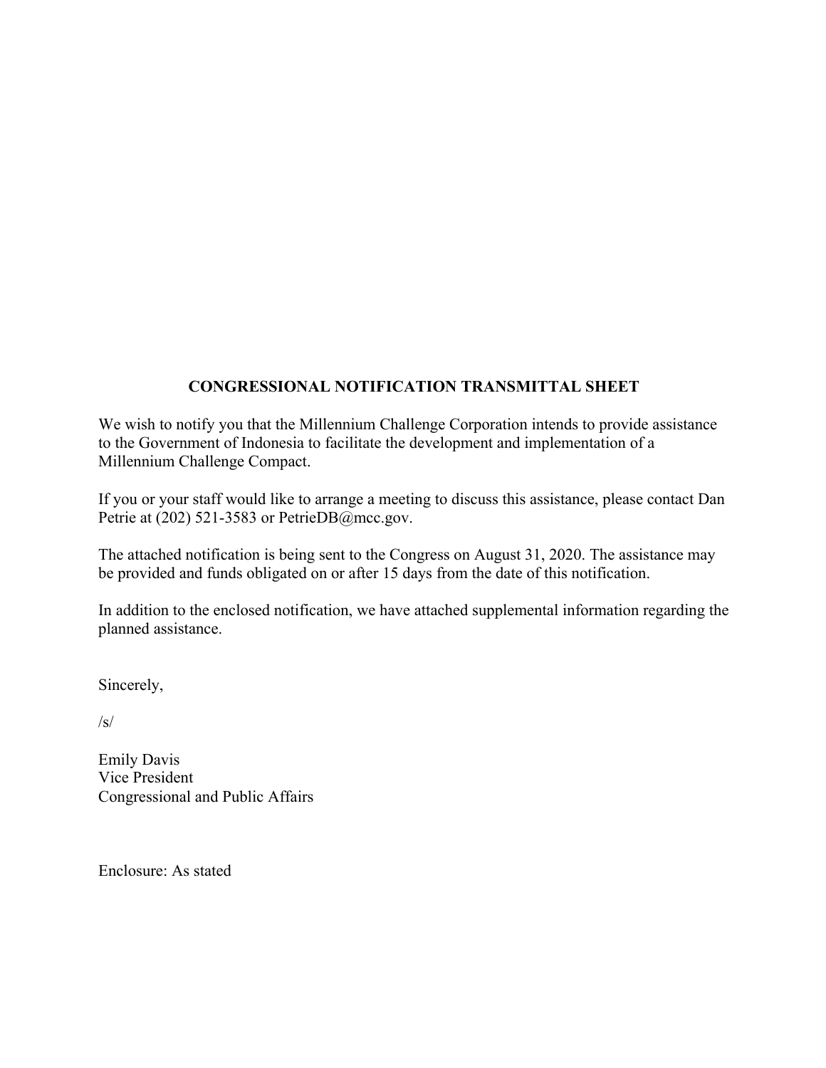# CONGRESSIONAL NOTIFICATION TRANSMITTAL SHEET

We wish to notify you that the Millennium Challenge Corporation intends to provide assistance to the Government of Indonesia to facilitate the development and implementation of a Millennium Challenge Compact.

If you or your staff would like to arrange a meeting to discuss this assistance, please contact Dan Petrie at (202) 521-3583 or PetrieDB@mcc.gov.

The attached notification is being sent to the Congress on August 31, 2020. The assistance may be provided and funds obligated on or after 15 days from the date of this notification.

In addition to the enclosed notification, we have attached supplemental information regarding the planned assistance.

Sincerely,

/s/

Emily Davis
Vice President
Congressional and Public Affairs

Enclosure: As stated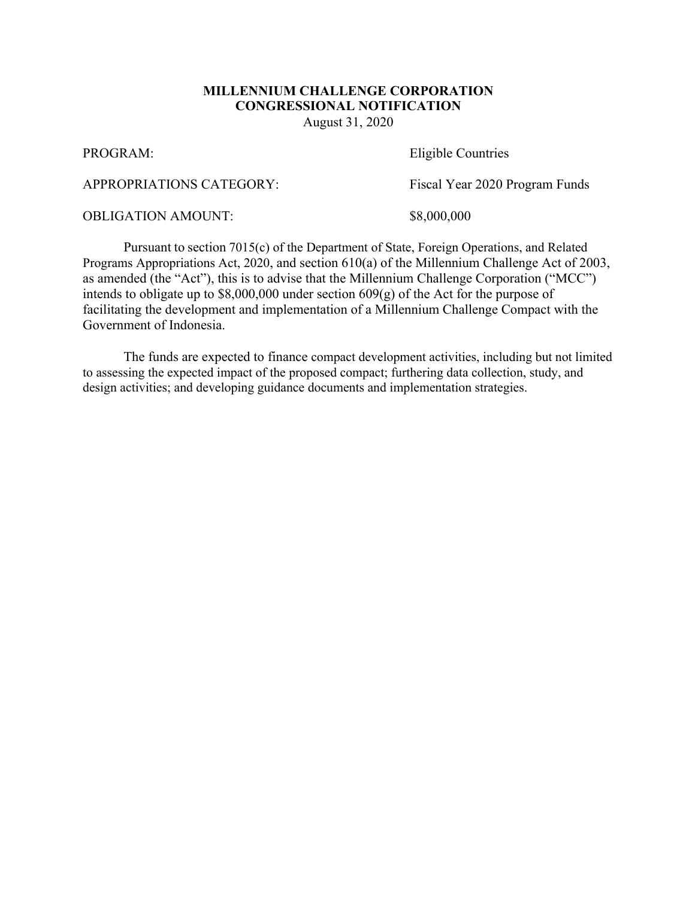**MILLENNIUM CHALLENGE CORPORATION**
**CONGRESSIONAL NOTIFICATION**
August 31, 2020

| | |
|---|---|
| PROGRAM: | Eligible Countries |
| APPROPRIATIONS CATEGORY: | Fiscal Year 2020 Program Funds |
| OBLIGATION AMOUNT: | $8,000,000 |

Pursuant to section 7015(c) of the Department of State, Foreign Operations, and Related Programs Appropriations Act, 2020, and section 610(a) of the Millennium Challenge Act of 2003, as amended (the "Act"), this is to advise that the Millennium Challenge Corporation ("MCC") intends to obligate up to $8,000,000 under section 609(g) of the Act for the purpose of facilitating the development and implementation of a Millennium Challenge Compact with the Government of Indonesia.

The funds are expected to finance compact development activities, including but not limited to assessing the expected impact of the proposed compact; furthering data collection, study, and design activities; and developing guidance documents and implementation strategies.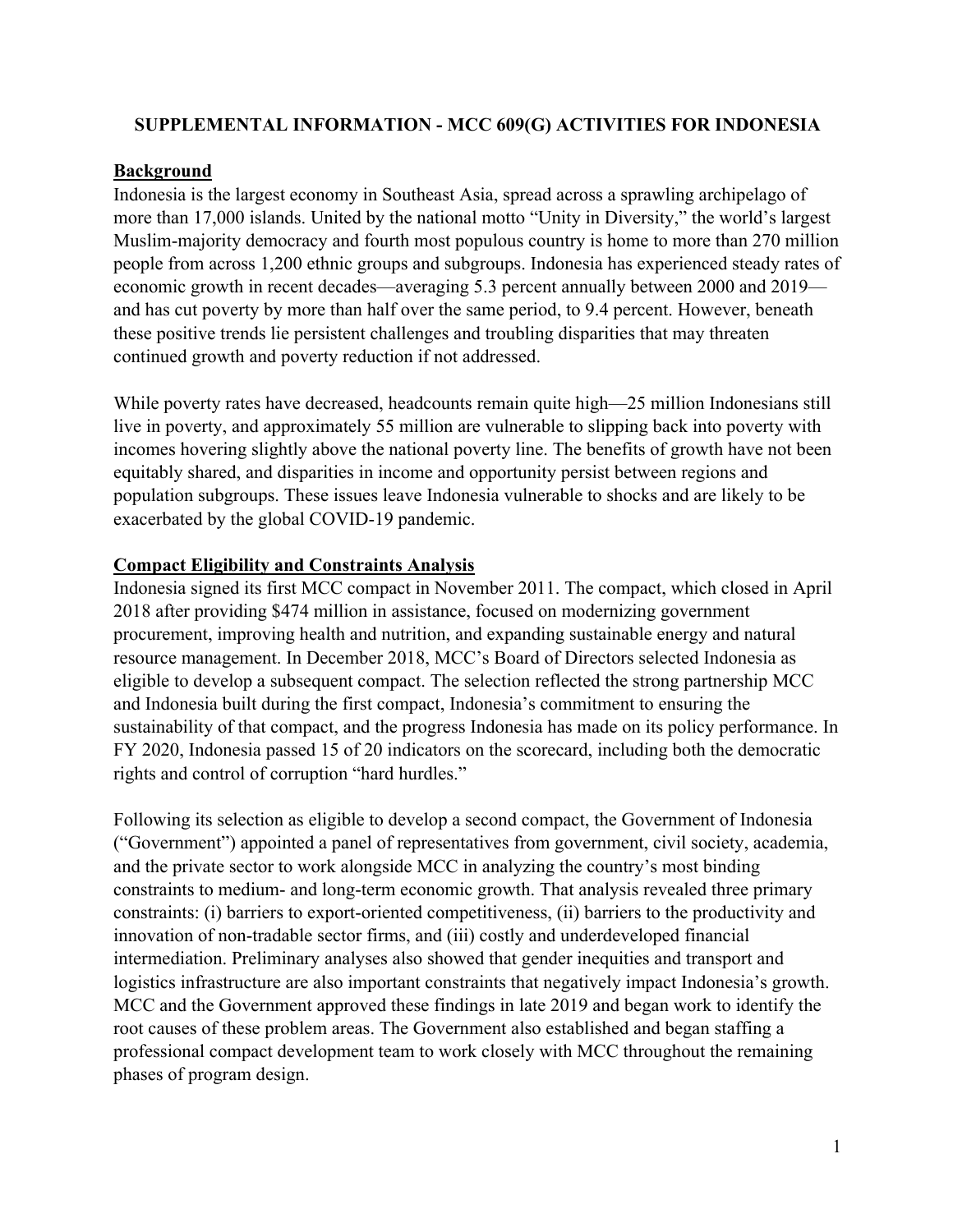# SUPPLEMENTAL INFORMATION - MCC 609(G) ACTIVITIES FOR INDONESIA

## Background

Indonesia is the largest economy in Southeast Asia, spread across a sprawling archipelago of more than 17,000 islands. United by the national motto "Unity in Diversity," the world's largest Muslim-majority democracy and fourth most populous country is home to more than 270 million people from across 1,200 ethnic groups and subgroups. Indonesia has experienced steady rates of economic growth in recent decades—averaging 5.3 percent annually between 2000 and 2019—and has cut poverty by more than half over the same period, to 9.4 percent. However, beneath these positive trends lie persistent challenges and troubling disparities that may threaten continued growth and poverty reduction if not addressed.

While poverty rates have decreased, headcounts remain quite high—25 million Indonesians still live in poverty, and approximately 55 million are vulnerable to slipping back into poverty with incomes hovering slightly above the national poverty line. The benefits of growth have not been equitably shared, and disparities in income and opportunity persist between regions and population subgroups. These issues leave Indonesia vulnerable to shocks and are likely to be exacerbated by the global COVID-19 pandemic.

## Compact Eligibility and Constraints Analysis

Indonesia signed its first MCC compact in November 2011. The compact, which closed in April 2018 after providing $474 million in assistance, focused on modernizing government procurement, improving health and nutrition, and expanding sustainable energy and natural resource management. In December 2018, MCC's Board of Directors selected Indonesia as eligible to develop a subsequent compact. The selection reflected the strong partnership MCC and Indonesia built during the first compact, Indonesia's commitment to ensuring the sustainability of that compact, and the progress Indonesia has made on its policy performance. In FY 2020, Indonesia passed 15 of 20 indicators on the scorecard, including both the democratic rights and control of corruption "hard hurdles."

Following its selection as eligible to develop a second compact, the Government of Indonesia ("Government") appointed a panel of representatives from government, civil society, academia, and the private sector to work alongside MCC in analyzing the country's most binding constraints to medium- and long-term economic growth. That analysis revealed three primary constraints: (i) barriers to export-oriented competitiveness, (ii) barriers to the productivity and innovation of non-tradable sector firms, and (iii) costly and underdeveloped financial intermediation. Preliminary analyses also showed that gender inequities and transport and logistics infrastructure are also important constraints that negatively impact Indonesia's growth. MCC and the Government approved these findings in late 2019 and began work to identify the root causes of these problem areas. The Government also established and began staffing a professional compact development team to work closely with MCC throughout the remaining phases of program design.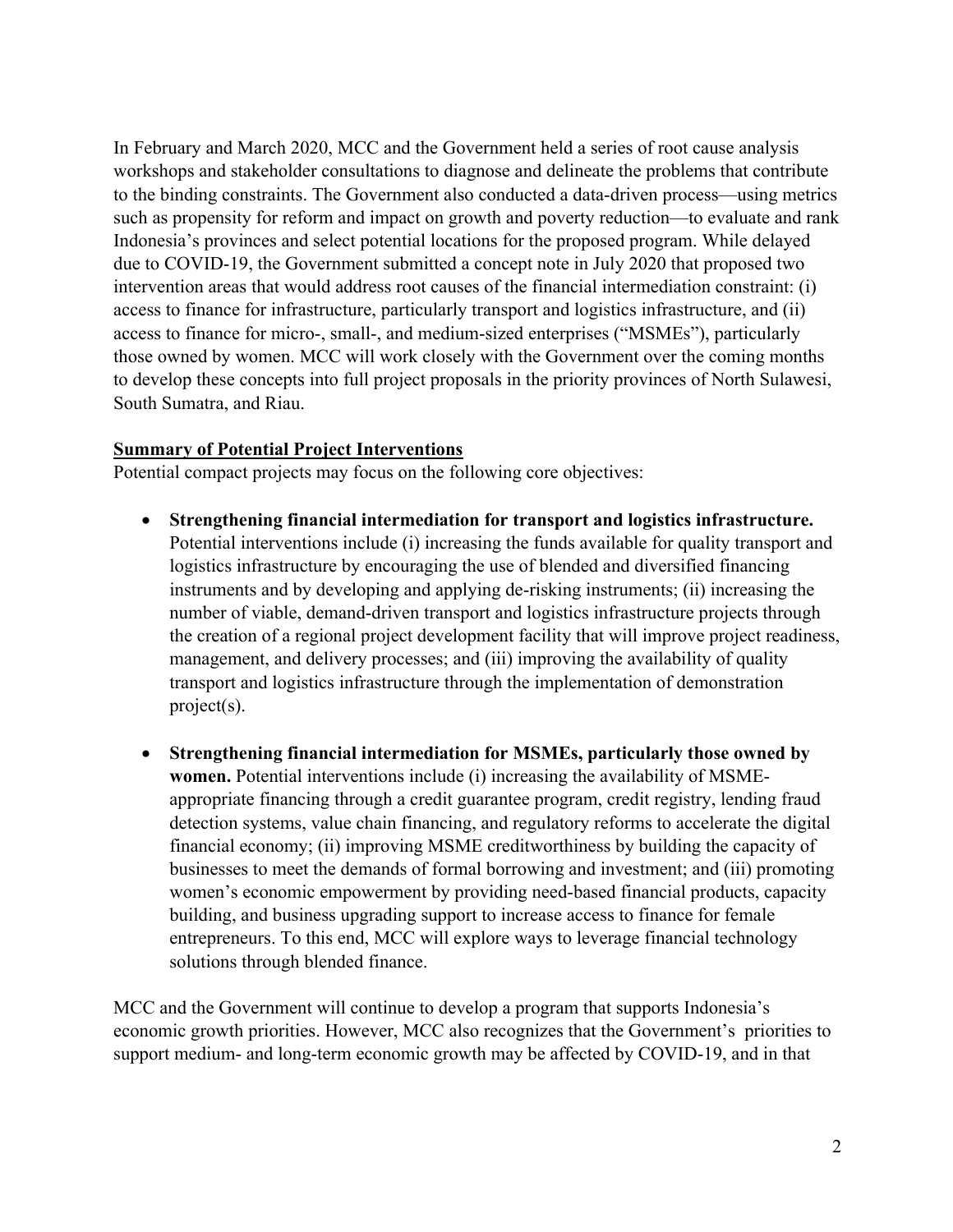In February and March 2020, MCC and the Government held a series of root cause analysis workshops and stakeholder consultations to diagnose and delineate the problems that contribute to the binding constraints. The Government also conducted a data-driven process—using metrics such as propensity for reform and impact on growth and poverty reduction—to evaluate and rank Indonesia's provinces and select potential locations for the proposed program. While delayed due to COVID-19, the Government submitted a concept note in July 2020 that proposed two intervention areas that would address root causes of the financial intermediation constraint: (i) access to finance for infrastructure, particularly transport and logistics infrastructure, and (ii) access to finance for micro-, small-, and medium-sized enterprises ("MSMEs"), particularly those owned by women. MCC will work closely with the Government over the coming months to develop these concepts into full project proposals in the priority provinces of North Sulawesi, South Sumatra, and Riau.

**Summary of Potential Project Interventions**

Potential compact projects may focus on the following core objectives:

- **Strengthening financial intermediation for transport and logistics infrastructure.** Potential interventions include (i) increasing the funds available for quality transport and logistics infrastructure by encouraging the use of blended and diversified financing instruments and by developing and applying de-risking instruments; (ii) increasing the number of viable, demand-driven transport and logistics infrastructure projects through the creation of a regional project development facility that will improve project readiness, management, and delivery processes; and (iii) improving the availability of quality transport and logistics infrastructure through the implementation of demonstration project(s).

- **Strengthening financial intermediation for MSMEs, particularly those owned by women.** Potential interventions include (i) increasing the availability of MSME-appropriate financing through a credit guarantee program, credit registry, lending fraud detection systems, value chain financing, and regulatory reforms to accelerate the digital financial economy; (ii) improving MSME creditworthiness by building the capacity of businesses to meet the demands of formal borrowing and investment; and (iii) promoting women's economic empowerment by providing need-based financial products, capacity building, and business upgrading support to increase access to finance for female entrepreneurs. To this end, MCC will explore ways to leverage financial technology solutions through blended finance.

MCC and the Government will continue to develop a program that supports Indonesia's economic growth priorities. However, MCC also recognizes that the Government's priorities to support medium- and long-term economic growth may be affected by COVID-19, and in that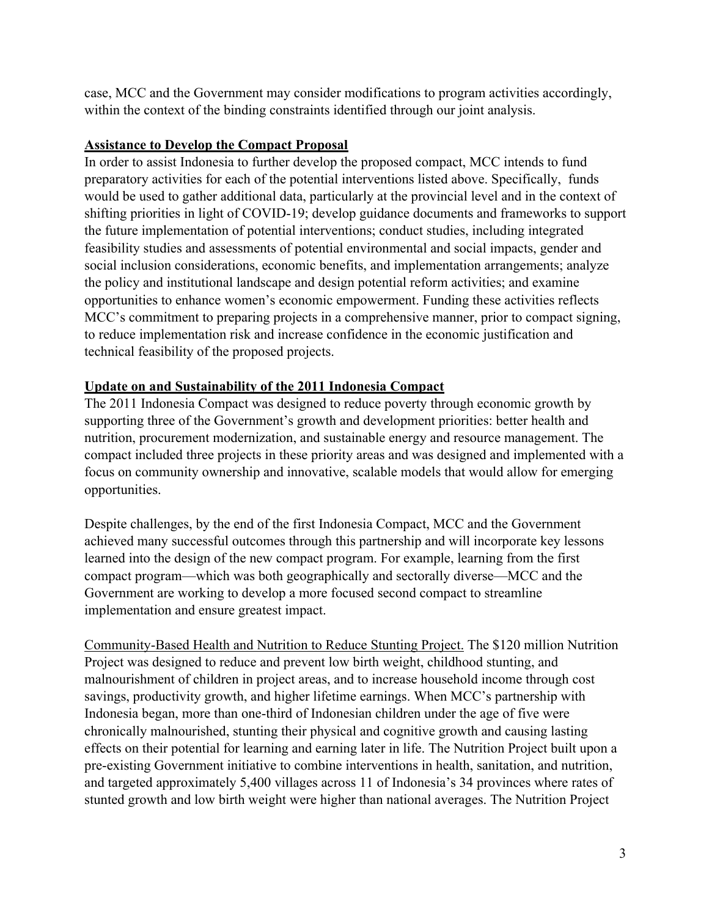case, MCC and the Government may consider modifications to program activities accordingly, within the context of the binding constraints identified through our joint analysis.

## Assistance to Develop the Compact Proposal

In order to assist Indonesia to further develop the proposed compact, MCC intends to fund preparatory activities for each of the potential interventions listed above. Specifically, funds would be used to gather additional data, particularly at the provincial level and in the context of shifting priorities in light of COVID-19; develop guidance documents and frameworks to support the future implementation of potential interventions; conduct studies, including integrated feasibility studies and assessments of potential environmental and social impacts, gender and social inclusion considerations, economic benefits, and implementation arrangements; analyze the policy and institutional landscape and design potential reform activities; and examine opportunities to enhance women's economic empowerment. Funding these activities reflects MCC's commitment to preparing projects in a comprehensive manner, prior to compact signing, to reduce implementation risk and increase confidence in the economic justification and technical feasibility of the proposed projects.

## Update on and Sustainability of the 2011 Indonesia Compact

The 2011 Indonesia Compact was designed to reduce poverty through economic growth by supporting three of the Government's growth and development priorities: better health and nutrition, procurement modernization, and sustainable energy and resource management. The compact included three projects in these priority areas and was designed and implemented with a focus on community ownership and innovative, scalable models that would allow for emerging opportunities.

Despite challenges, by the end of the first Indonesia Compact, MCC and the Government achieved many successful outcomes through this partnership and will incorporate key lessons learned into the design of the new compact program. For example, learning from the first compact program—which was both geographically and sectorally diverse—MCC and the Government are working to develop a more focused second compact to streamline implementation and ensure greatest impact.

Community-Based Health and Nutrition to Reduce Stunting Project. The $120 million Nutrition Project was designed to reduce and prevent low birth weight, childhood stunting, and malnourishment of children in project areas, and to increase household income through cost savings, productivity growth, and higher lifetime earnings. When MCC's partnership with Indonesia began, more than one-third of Indonesian children under the age of five were chronically malnourished, stunting their physical and cognitive growth and causing lasting effects on their potential for learning and earning later in life. The Nutrition Project built upon a pre-existing Government initiative to combine interventions in health, sanitation, and nutrition, and targeted approximately 5,400 villages across 11 of Indonesia's 34 provinces where rates of stunted growth and low birth weight were higher than national averages. The Nutrition Project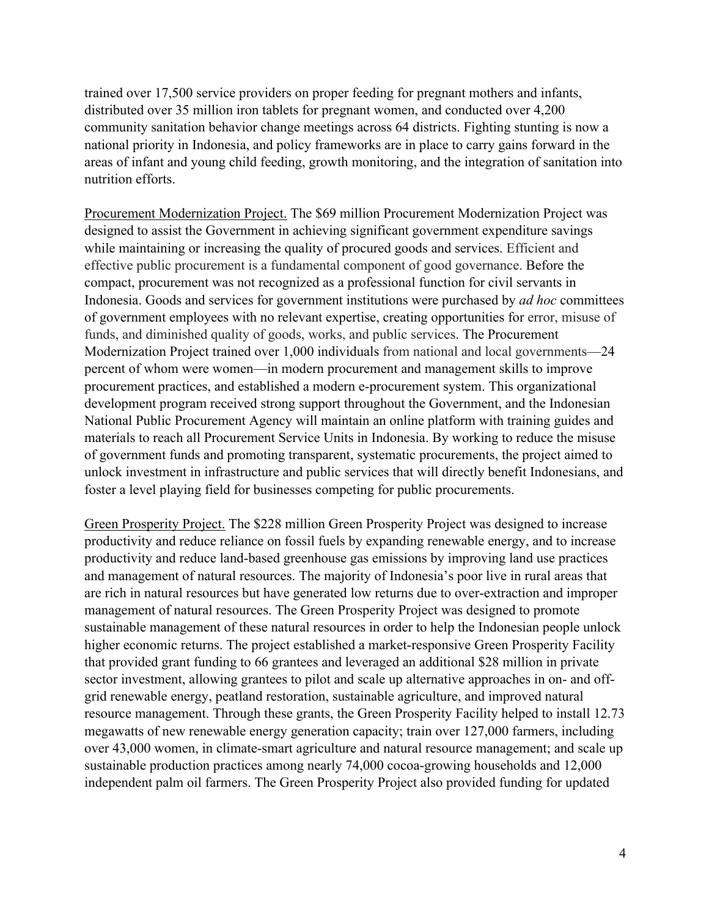trained over 17,500 service providers on proper feeding for pregnant mothers and infants, distributed over 35 million iron tablets for pregnant women, and conducted over 4,200 community sanitation behavior change meetings across 64 districts. Fighting stunting is now a national priority in Indonesia, and policy frameworks are in place to carry gains forward in the areas of infant and young child feeding, growth monitoring, and the integration of sanitation into nutrition efforts.

<u>Procurement Modernization Project.</u> The $69 million Procurement Modernization Project was designed to assist the Government in achieving significant government expenditure savings while maintaining or increasing the quality of procured goods and services. Efficient and effective public procurement is a fundamental component of good governance. Before the compact, procurement was not recognized as a professional function for civil servants in Indonesia. Goods and services for government institutions were purchased by *ad hoc* committees of government employees with no relevant expertise, creating opportunities for error, misuse of funds, and diminished quality of goods, works, and public services. The Procurement Modernization Project trained over 1,000 individuals from national and local governments—24 percent of whom were women—in modern procurement and management skills to improve procurement practices, and established a modern e-procurement system. This organizational development program received strong support throughout the Government, and the Indonesian National Public Procurement Agency will maintain an online platform with training guides and materials to reach all Procurement Service Units in Indonesia. By working to reduce the misuse of government funds and promoting transparent, systematic procurements, the project aimed to unlock investment in infrastructure and public services that will directly benefit Indonesians, and foster a level playing field for businesses competing for public procurements.

<u>Green Prosperity Project.</u> The $228 million Green Prosperity Project was designed to increase productivity and reduce reliance on fossil fuels by expanding renewable energy, and to increase productivity and reduce land-based greenhouse gas emissions by improving land use practices and management of natural resources. The majority of Indonesia's poor live in rural areas that are rich in natural resources but have generated low returns due to over-extraction and improper management of natural resources. The Green Prosperity Project was designed to promote sustainable management of these natural resources in order to help the Indonesian people unlock higher economic returns. The project established a market-responsive Green Prosperity Facility that provided grant funding to 66 grantees and leveraged an additional $28 million in private sector investment, allowing grantees to pilot and scale up alternative approaches in on- and off-grid renewable energy, peatland restoration, sustainable agriculture, and improved natural resource management. Through these grants, the Green Prosperity Facility helped to install 12.73 megawatts of new renewable energy generation capacity; train over 127,000 farmers, including over 43,000 women, in climate-smart agriculture and natural resource management; and scale up sustainable production practices among nearly 74,000 cocoa-growing households and 12,000 independent palm oil farmers. The Green Prosperity Project also provided funding for updated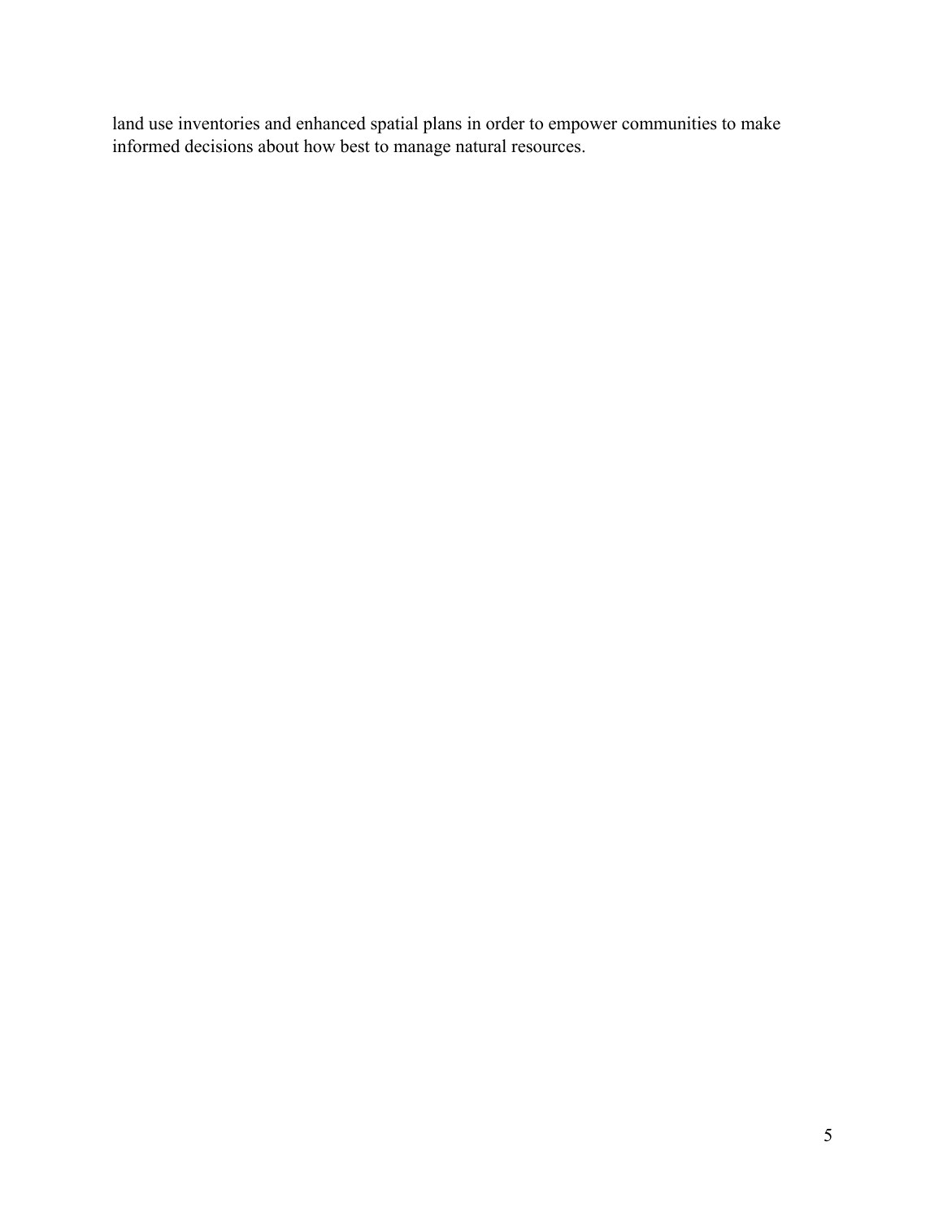land use inventories and enhanced spatial plans in order to empower communities to make informed decisions about how best to manage natural resources.